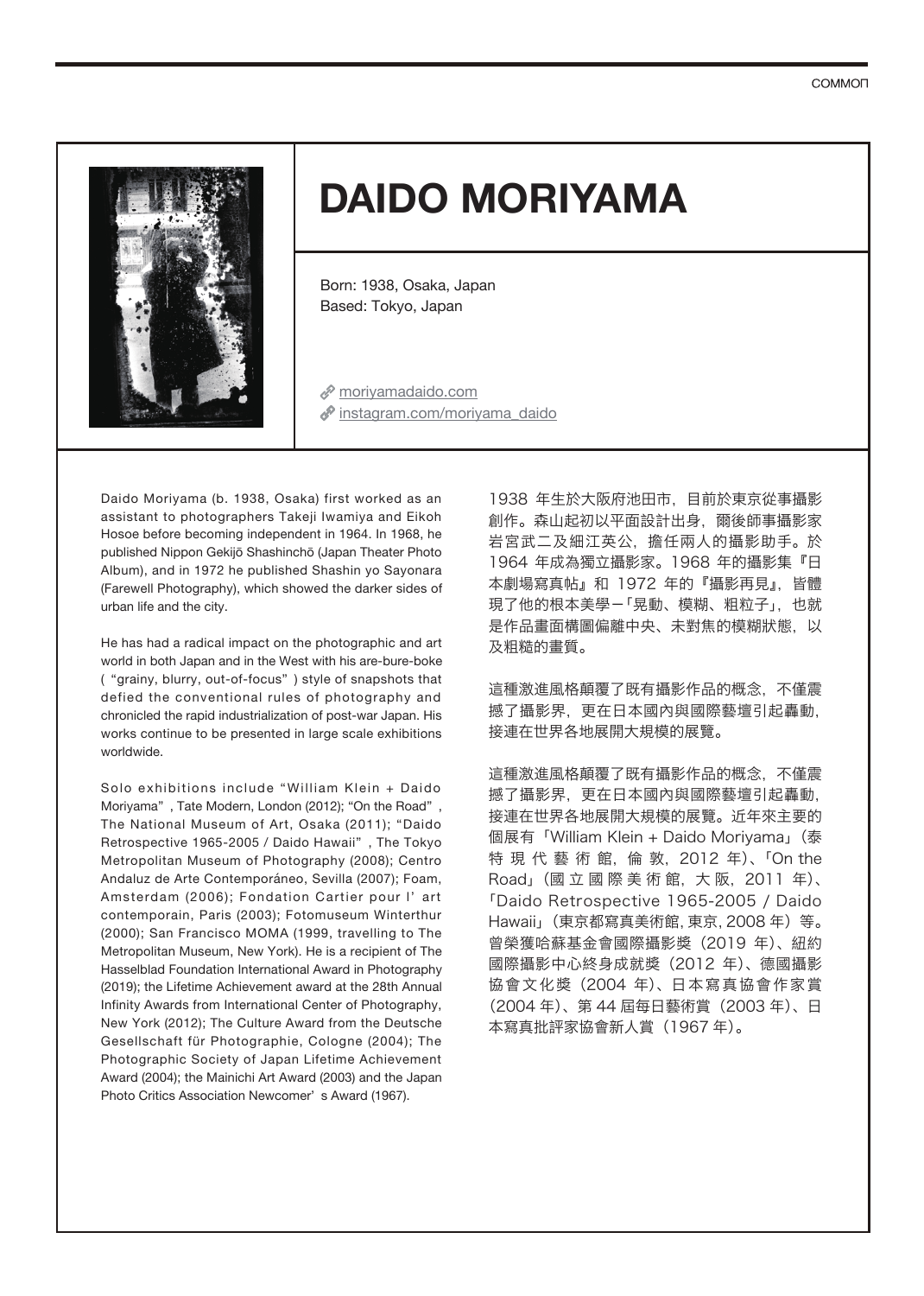# DAIDO MORIYAMA

Born: 1938, Osaka, Japan
Based: Tokyo, Japan

moriyamadaido.com
instagram.com/moriyama_daido

Daido Moriyama (b. 1938, Osaka) first worked as an assistant to photographers Takeji Iwamiya and Eikoh Hosoe before becoming independent in 1964. In 1968, he published Nippon Gekijō Shashinchō (Japan Theater Photo Album), and in 1972 he published Shashin yo Sayonara (Farewell Photography), which showed the darker sides of urban life and the city.

He has had a radical impact on the photographic and art world in both Japan and in the West with his are-bure-boke ("grainy, blurry, out-of-focus") style of snapshots that defied the conventional rules of photography and chronicled the rapid industrialization of post-war Japan. His works continue to be presented in large scale exhibitions worldwide.

Solo exhibitions include "William Klein + Daido Moriyama", Tate Modern, London (2012); "On the Road", The National Museum of Art, Osaka (2011); "Daido Retrospective 1965-2005 / Daido Hawaii", The Tokyo Metropolitan Museum of Photography (2008); Centro Andaluz de Arte Contemporáneo, Sevilla (2007); Foam, Amsterdam (2006); Fondation Cartier pour l' art contemporain, Paris (2003); Fotomuseum Winterthur (2000); San Francisco MOMA (1999, travelling to The Metropolitan Museum, New York). He is a recipient of The Hasselblad Foundation International Award in Photography (2019); the Lifetime Achievement award at the 28th Annual Infinity Awards from International Center of Photography, New York (2012); The Culture Award from the Deutsche Gesellschaft für Photographie, Cologne (2004); The Photographic Society of Japan Lifetime Achievement Award (2004); the Mainichi Art Award (2003) and the Japan Photo Critics Association Newcomer's Award (1967).

1938 年生於大阪府池田市，目前於東京從事攝影創作。森山起初以平面設計出身，爾後師事攝影家岩宮武二及細江英公，擔任兩人的攝影助手。於 1964 年成為獨立攝影家。1968 年的攝影集『日本劇場寫真帖』和 1972 年的『攝影再見』，皆體現了他的根本美學－「晃動、模糊、粗粒子」，也就是作品畫面構圖偏離中央、未對焦的模糊狀態，以及粗糙的畫質。

這種激進風格顛覆了既有攝影作品的概念，不僅震撼了攝影界，更在日本國內與國際藝壇引起轟動，接連在世界各地展開大規模的展覽。

這種激進風格顛覆了既有攝影作品的概念，不僅震撼了攝影界，更在日本國內與國際藝壇引起轟動，接連在世界各地展開大規模的展覽。近年來主要的個展有「William Klein + Daido Moriyama」（泰特現代藝術館，倫敦，2012 年）、「On the Road」（國立國際美術館，大阪，2011 年）、「Daido Retrospective 1965-2005 / Daido Hawaii」（東京都寫真美術館，東京，2008 年）等。曾榮獲哈蘇基金會國際攝影獎（2019 年）、紐約國際攝影中心終身成就獎（2012 年）、德國攝影協會文化獎（2004 年）、日本寫真協會作家賞（2004 年）、第 44 屆每日藝術賞（2003 年）、日本寫真批評家協會新人賞（1967 年）。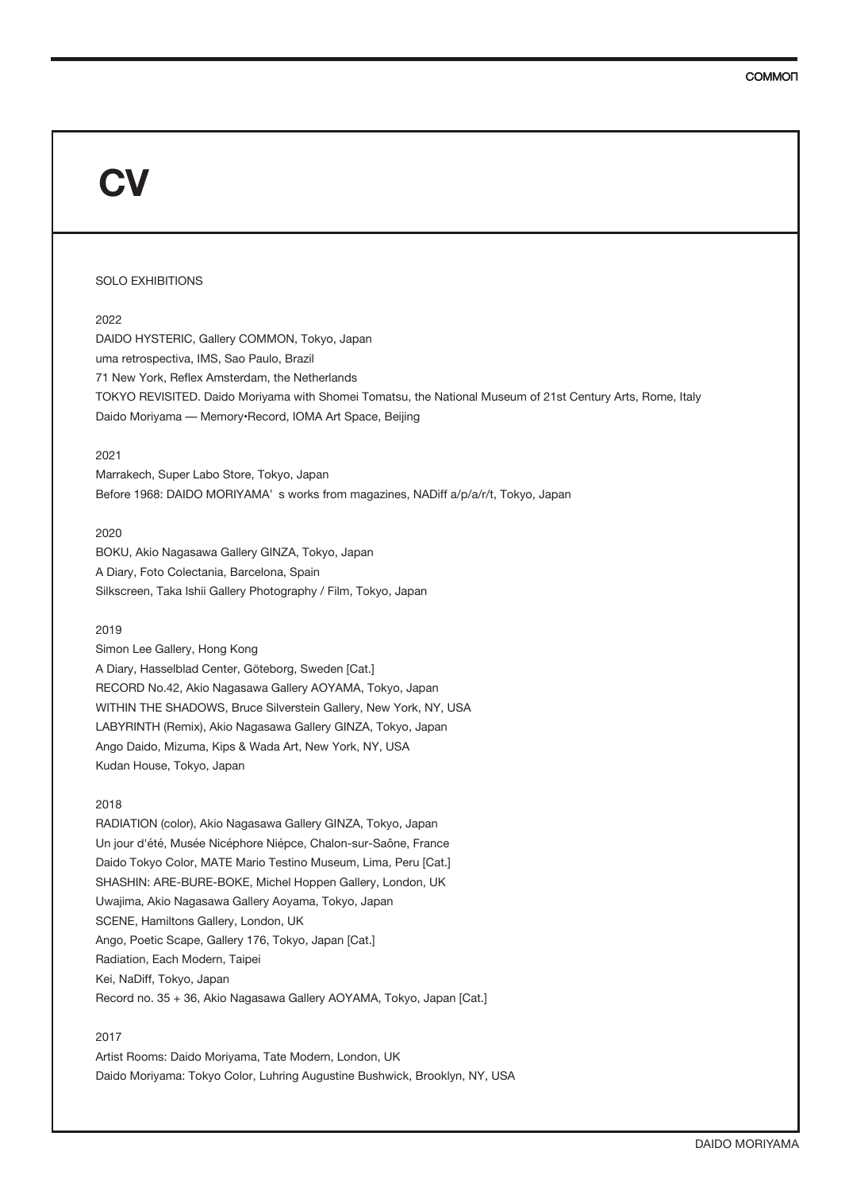# CV

SOLO EXHIBITIONS

2022

DAIDO HYSTERIC, Gallery COMMON, Tokyo, Japan
uma retrospectiva, IMS, Sao Paulo, Brazil
71 New York, Reflex Amsterdam, the Netherlands
TOKYO REVISITED. Daido Moriyama with Shomei Tomatsu, the National Museum of 21st Century Arts, Rome, Italy
Daido Moriyama — Memory•Record, IOMA Art Space, Beijing

2021

Marrakech, Super Labo Store, Tokyo, Japan
Before 1968: DAIDO MORIYAMA' s works from magazines, NADiff a/p/a/r/t, Tokyo, Japan

2020

BOKU, Akio Nagasawa Gallery GINZA, Tokyo, Japan
A Diary, Foto Colectania, Barcelona, Spain
Silkscreen, Taka Ishii Gallery Photography / Film, Tokyo, Japan

2019

Simon Lee Gallery, Hong Kong
A Diary, Hasselblad Center, Göteborg, Sweden [Cat.]
RECORD No.42, Akio Nagasawa Gallery AOYAMA, Tokyo, Japan
WITHIN THE SHADOWS, Bruce Silverstein Gallery, New York, NY, USA
LABYRINTH (Remix), Akio Nagasawa Gallery GINZA, Tokyo, Japan
Ango Daido, Mizuma, Kips & Wada Art, New York, NY, USA
Kudan House, Tokyo, Japan

2018

RADIATION (color), Akio Nagasawa Gallery GINZA, Tokyo, Japan
Un jour d'été, Musée Nicéphore Niépce, Chalon-sur-Saône, France
Daido Tokyo Color, MATE Mario Testino Museum, Lima, Peru [Cat.]
SHASHIN: ARE-BURE-BOKE, Michel Hoppen Gallery, London, UK
Uwajima, Akio Nagasawa Gallery Aoyama, Tokyo, Japan
SCENE, Hamiltons Gallery, London, UK
Ango, Poetic Scape, Gallery 176, Tokyo, Japan [Cat.]
Radiation, Each Modern, Taipei
Kei, NaDiff, Tokyo, Japan
Record no. 35 + 36, Akio Nagasawa Gallery AOYAMA, Tokyo, Japan [Cat.]

2017

Artist Rooms: Daido Moriyama, Tate Modern, London, UK
Daido Moriyama: Tokyo Color, Luhring Augustine Bushwick, Brooklyn, NY, USA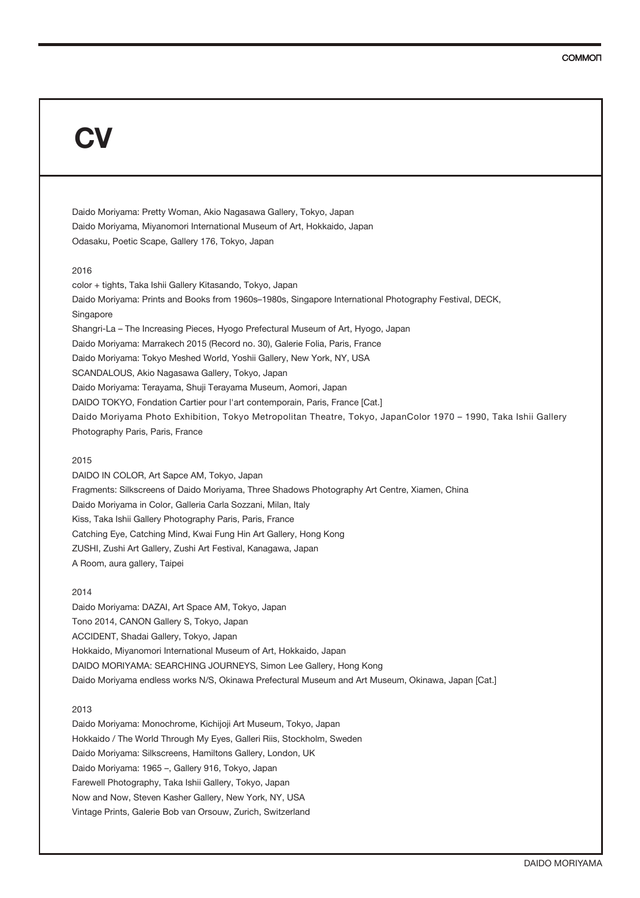# CV

Daido Moriyama: Pretty Woman, Akio Nagasawa Gallery, Tokyo, Japan
Daido Moriyama, Miyanomori International Museum of Art, Hokkaido, Japan
Odasaku, Poetic Scape, Gallery 176, Tokyo, Japan

2016

color + tights, Taka Ishii Gallery Kitasando, Tokyo, Japan
Daido Moriyama: Prints and Books from 1960s–1980s, Singapore International Photography Festival, DECK, Singapore
Shangri-La – The Increasing Pieces, Hyogo Prefectural Museum of Art, Hyogo, Japan
Daido Moriyama: Marrakech 2015 (Record no. 30), Galerie Folia, Paris, France
Daido Moriyama: Tokyo Meshed World, Yoshii Gallery, New York, NY, USA
SCANDALOUS, Akio Nagasawa Gallery, Tokyo, Japan
Daido Moriyama: Terayama, Shuji Terayama Museum, Aomori, Japan
DAIDO TOKYO, Fondation Cartier pour l'art contemporain, Paris, France [Cat.]
Daido Moriyama Photo Exhibition, Tokyo Metropolitan Theatre, Tokyo, JapanColor 1970 – 1990, Taka Ishii Gallery Photography Paris, Paris, France

2015

DAIDO IN COLOR, Art Sapce AM, Tokyo, Japan
Fragments: Silkscreens of Daido Moriyama, Three Shadows Photography Art Centre, Xiamen, China
Daido Moriyama in Color, Galleria Carla Sozzani, Milan, Italy
Kiss, Taka Ishii Gallery Photography Paris, Paris, France
Catching Eye, Catching Mind, Kwai Fung Hin Art Gallery, Hong Kong
ZUSHI, Zushi Art Gallery, Zushi Art Festival, Kanagawa, Japan
A Room, aura gallery, Taipei

2014

Daido Moriyama: DAZAI, Art Space AM, Tokyo, Japan
Tono 2014, CANON Gallery S, Tokyo, Japan
ACCIDENT, Shadai Gallery, Tokyo, Japan
Hokkaido, Miyanomori International Museum of Art, Hokkaido, Japan
DAIDO MORIYAMA: SEARCHING JOURNEYS, Simon Lee Gallery, Hong Kong
Daido Moriyama endless works N/S, Okinawa Prefectural Museum and Art Museum, Okinawa, Japan [Cat.]

2013

Daido Moriyama: Monochrome, Kichijoji Art Museum, Tokyo, Japan
Hokkaido / The World Through My Eyes, Galleri Riis, Stockholm, Sweden
Daido Moriyama: Silkscreens, Hamiltons Gallery, London, UK
Daido Moriyama: 1965 –, Gallery 916, Tokyo, Japan
Farewell Photography, Taka Ishii Gallery, Tokyo, Japan
Now and Now, Steven Kasher Gallery, New York, NY, USA
Vintage Prints, Galerie Bob van Orsouw, Zurich, Switzerland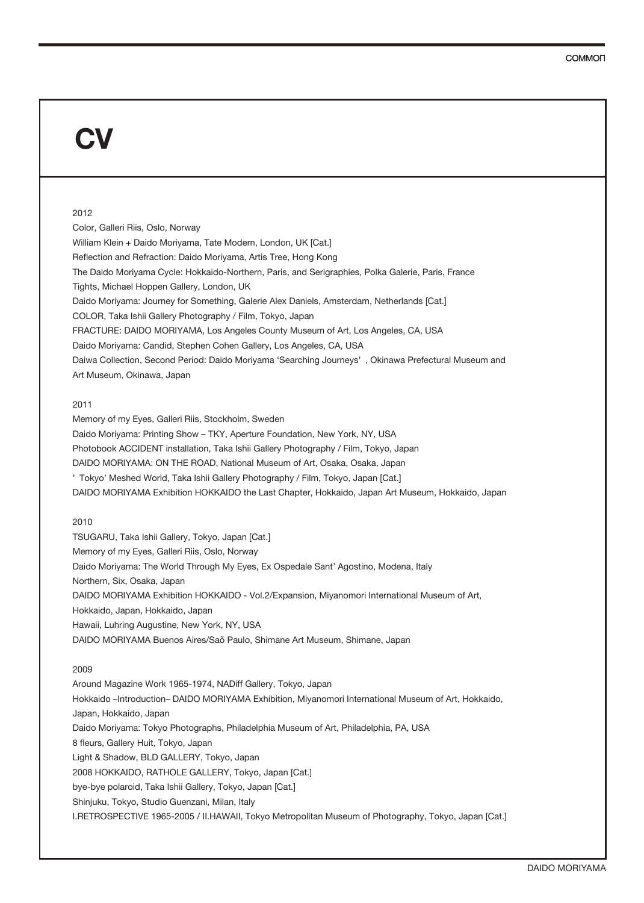# CV

2012

Color, Galleri Riis, Oslo, Norway
William Klein + Daido Moriyama, Tate Modern, London, UK [Cat.]
Reflection and Refraction: Daido Moriyama, Artis Tree, Hong Kong
The Daido Moriyama Cycle: Hokkaido-Northern, Paris, and Serigraphies, Polka Galerie, Paris, France
Tights, Michael Hoppen Gallery, London, UK
Daido Moriyama: Journey for Something, Galerie Alex Daniels, Amsterdam, Netherlands [Cat.]
COLOR, Taka Ishii Gallery Photography / Film, Tokyo, Japan
FRACTURE: DAIDO MORIYAMA, Los Angeles County Museum of Art, Los Angeles, CA, USA
Daido Moriyama: Candid, Stephen Cohen Gallery, Los Angeles, CA, USA
Daiwa Collection, Second Period: Daido Moriyama 'Searching Journeys', Okinawa Prefectural Museum and Art Museum, Okinawa, Japan

2011

Memory of my Eyes, Galleri Riis, Stockholm, Sweden
Daido Moriyama: Printing Show – TKY, Aperture Foundation, New York, NY, USA
Photobook ACCIDENT installation, Taka Ishii Gallery Photography / Film, Tokyo, Japan
DAIDO MORIYAMA: ON THE ROAD, National Museum of Art, Osaka, Osaka, Japan
'Tokyo' Meshed World, Taka Ishii Gallery Photography / Film, Tokyo, Japan [Cat.]
DAIDO MORIYAMA Exhibition HOKKAIDO the Last Chapter, Hokkaido, Japan Art Museum, Hokkaido, Japan

2010

TSUGARU, Taka Ishii Gallery, Tokyo, Japan [Cat.]
Memory of my Eyes, Galleri Riis, Oslo, Norway
Daido Moriyama: The World Through My Eyes, Ex Ospedale Sant' Agostino, Modena, Italy
Northern, Six, Osaka, Japan
DAIDO MORIYAMA Exhibition HOKKAIDO - Vol.2/Expansion, Miyanomori International Museum of Art, Hokkaido, Japan, Hokkaido, Japan
Hawaii, Luhring Augustine, New York, NY, USA
DAIDO MORIYAMA Buenos Aires/Saõ Paulo, Shimane Art Museum, Shimane, Japan

2009

Around Magazine Work 1965-1974, NADiff Gallery, Tokyo, Japan
Hokkaido –Introduction– DAIDO MORIYAMA Exhibition, Miyanomori International Museum of Art, Hokkaido, Japan, Hokkaido, Japan
Daido Moriyama: Tokyo Photographs, Philadelphia Museum of Art, Philadelphia, PA, USA
8 fleurs, Gallery Huit, Tokyo, Japan
Light & Shadow, BLD GALLERY, Tokyo, Japan
2008 HOKKAIDO, RATHOLE GALLERY, Tokyo, Japan [Cat.]
bye-bye polaroid, Taka Ishii Gallery, Tokyo, Japan [Cat.]
Shinjuku, Tokyo, Studio Guenzani, Milan, Italy
I.RETROSPECTIVE 1965-2005 / II.HAWAII, Tokyo Metropolitan Museum of Photography, Tokyo, Japan [Cat.]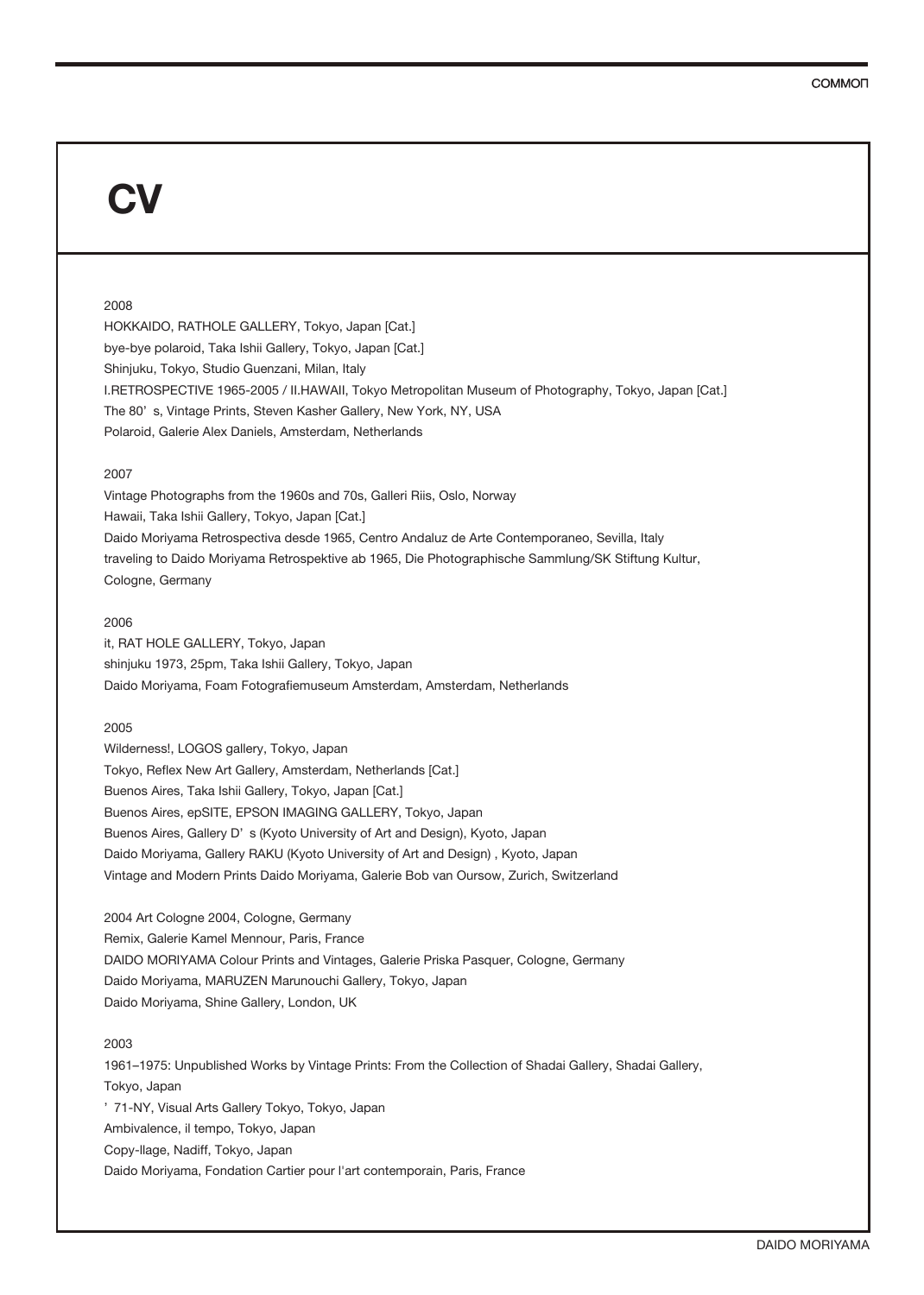# CV

2008

HOKKAIDO, RATHOLE GALLERY, Tokyo, Japan [Cat.]
bye-bye polaroid, Taka Ishii Gallery, Tokyo, Japan [Cat.]
Shinjuku, Tokyo, Studio Guenzani, Milan, Italy
I.RETROSPECTIVE 1965-2005 / II.HAWAII, Tokyo Metropolitan Museum of Photography, Tokyo, Japan [Cat.]
The 80's, Vintage Prints, Steven Kasher Gallery, New York, NY, USA
Polaroid, Galerie Alex Daniels, Amsterdam, Netherlands

2007

Vintage Photographs from the 1960s and 70s, Galleri Riis, Oslo, Norway
Hawaii, Taka Ishii Gallery, Tokyo, Japan [Cat.]
Daido Moriyama Retrospectiva desde 1965, Centro Andaluz de Arte Contemporaneo, Sevilla, Italy
traveling to Daido Moriyama Retrospektive ab 1965, Die Photographische Sammlung/SK Stiftung Kultur, Cologne, Germany

2006

it, RAT HOLE GALLERY, Tokyo, Japan
shinjuku 1973, 25pm, Taka Ishii Gallery, Tokyo, Japan
Daido Moriyama, Foam Fotografiemuseum Amsterdam, Amsterdam, Netherlands

2005

Wilderness!, LOGOS gallery, Tokyo, Japan
Tokyo, Reflex New Art Gallery, Amsterdam, Netherlands [Cat.]
Buenos Aires, Taka Ishii Gallery, Tokyo, Japan [Cat.]
Buenos Aires, epSITE, EPSON IMAGING GALLERY, Tokyo, Japan
Buenos Aires, Gallery D's (Kyoto University of Art and Design), Kyoto, Japan
Daido Moriyama, Gallery RAKU (Kyoto University of Art and Design) , Kyoto, Japan
Vintage and Modern Prints Daido Moriyama, Galerie Bob van Oursow, Zurich, Switzerland

2004 Art Cologne 2004, Cologne, Germany
Remix, Galerie Kamel Mennour, Paris, France
DAIDO MORIYAMA Colour Prints and Vintages, Galerie Priska Pasquer, Cologne, Germany
Daido Moriyama, MARUZEN Marunouchi Gallery, Tokyo, Japan
Daido Moriyama, Shine Gallery, London, UK

2003

1961–1975: Unpublished Works by Vintage Prints: From the Collection of Shadai Gallery, Shadai Gallery, Tokyo, Japan
'71-NY, Visual Arts Gallery Tokyo, Tokyo, Japan
Ambivalence, il tempo, Tokyo, Japan
Copy-llage, Nadiff, Tokyo, Japan
Daido Moriyama, Fondation Cartier pour l'art contemporain, Paris, France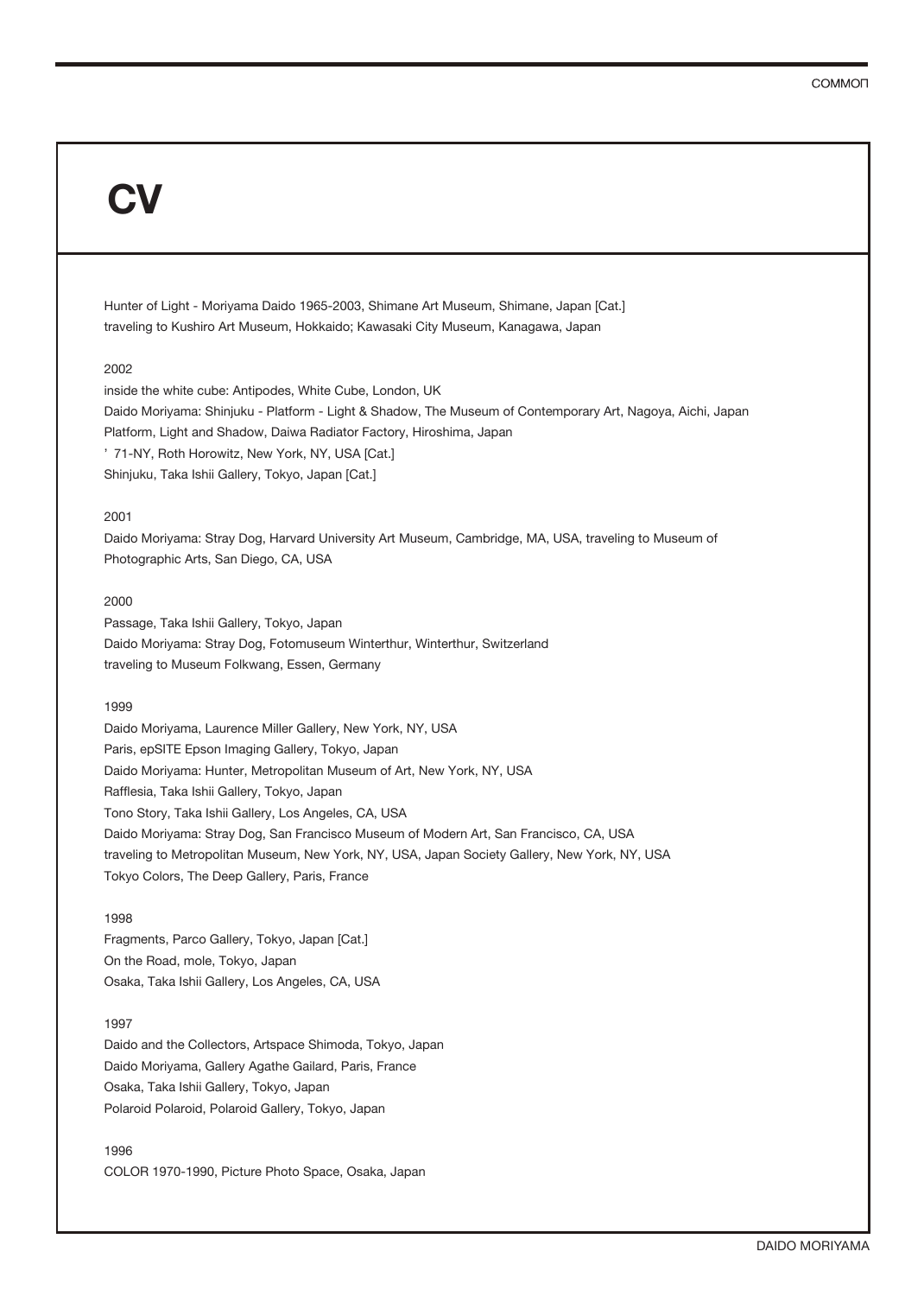# CV

Hunter of Light - Moriyama Daido 1965-2003, Shimane Art Museum, Shimane, Japan [Cat.]
traveling to Kushiro Art Museum, Hokkaido; Kawasaki City Museum, Kanagawa, Japan

2002
inside the white cube: Antipodes, White Cube, London, UK
Daido Moriyama: Shinjuku - Platform - Light & Shadow, The Museum of Contemporary Art, Nagoya, Aichi, Japan
Platform, Light and Shadow, Daiwa Radiator Factory, Hiroshima, Japan
' 71-NY, Roth Horowitz, New York, NY, USA [Cat.]
Shinjuku, Taka Ishii Gallery, Tokyo, Japan [Cat.]

2001
Daido Moriyama: Stray Dog, Harvard University Art Museum, Cambridge, MA, USA, traveling to Museum of Photographic Arts, San Diego, CA, USA

2000
Passage, Taka Ishii Gallery, Tokyo, Japan
Daido Moriyama: Stray Dog, Fotomuseum Winterthur, Winterthur, Switzerland
traveling to Museum Folkwang, Essen, Germany

1999
Daido Moriyama, Laurence Miller Gallery, New York, NY, USA
Paris, epSITE Epson Imaging Gallery, Tokyo, Japan
Daido Moriyama: Hunter, Metropolitan Museum of Art, New York, NY, USA
Rafflesia, Taka Ishii Gallery, Tokyo, Japan
Tono Story, Taka Ishii Gallery, Los Angeles, CA, USA
Daido Moriyama: Stray Dog, San Francisco Museum of Modern Art, San Francisco, CA, USA
traveling to Metropolitan Museum, New York, NY, USA, Japan Society Gallery, New York, NY, USA
Tokyo Colors, The Deep Gallery, Paris, France

1998
Fragments, Parco Gallery, Tokyo, Japan [Cat.]
On the Road, mole, Tokyo, Japan
Osaka, Taka Ishii Gallery, Los Angeles, CA, USA

1997
Daido and the Collectors, Artspace Shimoda, Tokyo, Japan
Daido Moriyama, Gallery Agathe Gailard, Paris, France
Osaka, Taka Ishii Gallery, Tokyo, Japan
Polaroid Polaroid, Polaroid Gallery, Tokyo, Japan

1996
COLOR 1970-1990, Picture Photo Space, Osaka, Japan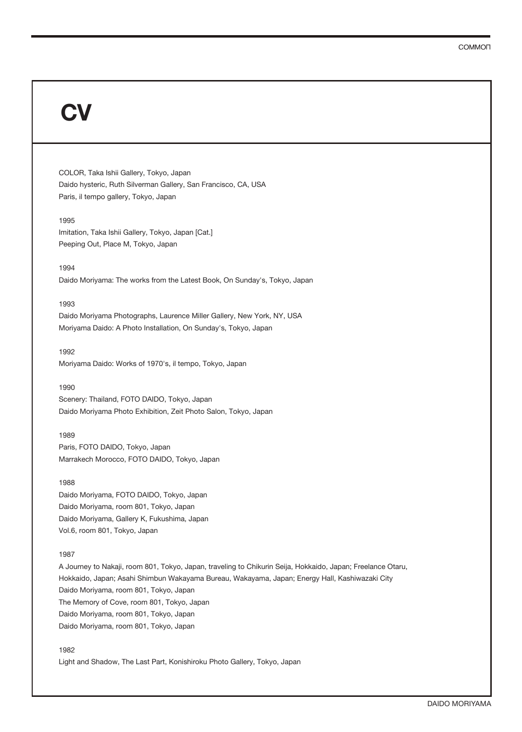# CV

COLOR, Taka Ishii Gallery, Tokyo, Japan
Daido hysteric, Ruth Silverman Gallery, San Francisco, CA, USA
Paris, il tempo gallery, Tokyo, Japan

1995
Imitation, Taka Ishii Gallery, Tokyo, Japan [Cat.]
Peeping Out, Place M, Tokyo, Japan

1994
Daido Moriyama: The works from the Latest Book, On Sunday's, Tokyo, Japan

1993
Daido Moriyama Photographs, Laurence Miller Gallery, New York, NY, USA
Moriyama Daido: A Photo Installation, On Sunday's, Tokyo, Japan

1992
Moriyama Daido: Works of 1970's, il tempo, Tokyo, Japan

1990
Scenery: Thailand, FOTO DAIDO, Tokyo, Japan
Daido Moriyama Photo Exhibition, Zeit Photo Salon, Tokyo, Japan

1989
Paris, FOTO DAIDO, Tokyo, Japan
Marrakech Morocco, FOTO DAIDO, Tokyo, Japan

1988
Daido Moriyama, FOTO DAIDO, Tokyo, Japan
Daido Moriyama, room 801, Tokyo, Japan
Daido Moriyama, Gallery K, Fukushima, Japan
Vol.6, room 801, Tokyo, Japan

1987
A Journey to Nakaji, room 801, Tokyo, Japan, traveling to Chikurin Seija, Hokkaido, Japan; Freelance Otaru, Hokkaido, Japan; Asahi Shimbun Wakayama Bureau, Wakayama, Japan; Energy Hall, Kashiwazaki City
Daido Moriyama, room 801, Tokyo, Japan
The Memory of Cove, room 801, Tokyo, Japan
Daido Moriyama, room 801, Tokyo, Japan
Daido Moriyama, room 801, Tokyo, Japan

1982
Light and Shadow, The Last Part, Konishiroku Photo Gallery, Tokyo, Japan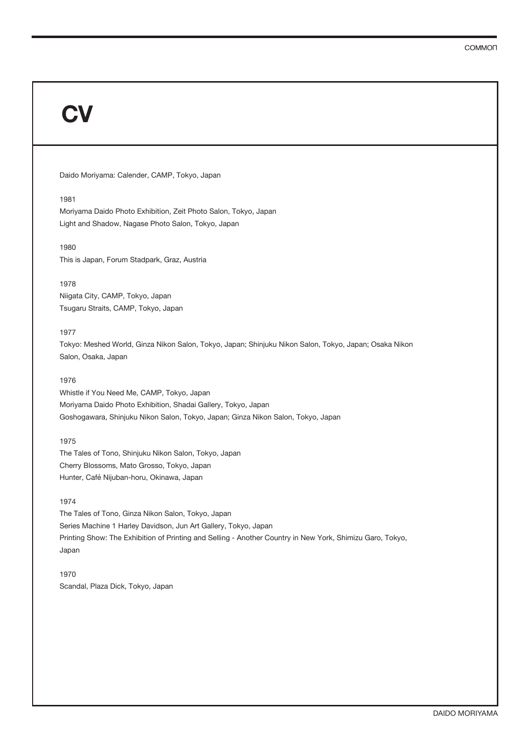# CV

Daido Moriyama: Calender, CAMP, Tokyo, Japan

1981

Moriyama Daido Photo Exhibition, Zeit Photo Salon, Tokyo, Japan

Light and Shadow, Nagase Photo Salon, Tokyo, Japan

1980

This is Japan, Forum Stadpark, Graz, Austria

1978

Niigata City, CAMP, Tokyo, Japan

Tsugaru Straits, CAMP, Tokyo, Japan

1977

Tokyo: Meshed World, Ginza Nikon Salon, Tokyo, Japan; Shinjuku Nikon Salon, Tokyo, Japan; Osaka Nikon Salon, Osaka, Japan

1976

Whistle if You Need Me, CAMP, Tokyo, Japan

Moriyama Daido Photo Exhibition, Shadai Gallery, Tokyo, Japan

Goshogawara, Shinjuku Nikon Salon, Tokyo, Japan; Ginza Nikon Salon, Tokyo, Japan

1975

The Tales of Tono, Shinjuku Nikon Salon, Tokyo, Japan

Cherry Blossoms, Mato Grosso, Tokyo, Japan

Hunter, Café Nijuban-horu, Okinawa, Japan

1974

The Tales of Tono, Ginza Nikon Salon, Tokyo, Japan

Series Machine 1 Harley Davidson, Jun Art Gallery, Tokyo, Japan

Printing Show: The Exhibition of Printing and Selling - Another Country in New York, Shimizu Garo, Tokyo, Japan

1970

Scandal, Plaza Dick, Tokyo, Japan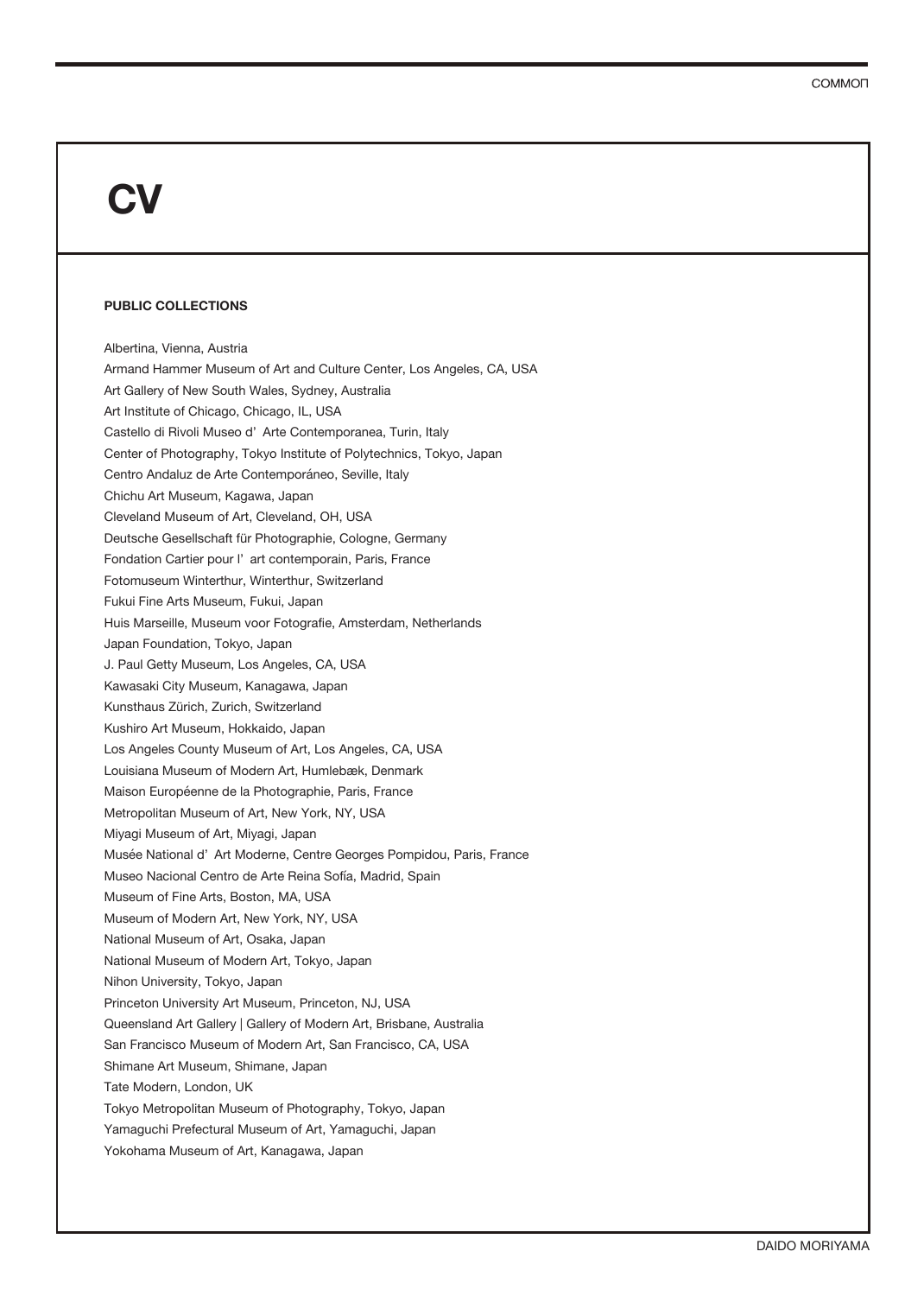# CV

**PUBLIC COLLECTIONS**

Albertina, Vienna, Austria
Armand Hammer Museum of Art and Culture Center, Los Angeles, CA, USA
Art Gallery of New South Wales, Sydney, Australia
Art Institute of Chicago, Chicago, IL, USA
Castello di Rivoli Museo d' Arte Contemporanea, Turin, Italy
Center of Photography, Tokyo Institute of Polytechnics, Tokyo, Japan
Centro Andaluz de Arte Contemporáneo, Seville, Italy
Chichu Art Museum, Kagawa, Japan
Cleveland Museum of Art, Cleveland, OH, USA
Deutsche Gesellschaft für Photographie, Cologne, Germany
Fondation Cartier pour l' art contemporain, Paris, France
Fotomuseum Winterthur, Winterthur, Switzerland
Fukui Fine Arts Museum, Fukui, Japan
Huis Marseille, Museum voor Fotografie, Amsterdam, Netherlands
Japan Foundation, Tokyo, Japan
J. Paul Getty Museum, Los Angeles, CA, USA
Kawasaki City Museum, Kanagawa, Japan
Kunsthaus Zürich, Zurich, Switzerland
Kushiro Art Museum, Hokkaido, Japan
Los Angeles County Museum of Art, Los Angeles, CA, USA
Louisiana Museum of Modern Art, Humlebæk, Denmark
Maison Européenne de la Photographie, Paris, France
Metropolitan Museum of Art, New York, NY, USA
Miyagi Museum of Art, Miyagi, Japan
Musée National d' Art Moderne, Centre Georges Pompidou, Paris, France
Museo Nacional Centro de Arte Reina Sofía, Madrid, Spain
Museum of Fine Arts, Boston, MA, USA
Museum of Modern Art, New York, NY, USA
National Museum of Art, Osaka, Japan
National Museum of Modern Art, Tokyo, Japan
Nihon University, Tokyo, Japan
Princeton University Art Museum, Princeton, NJ, USA
Queensland Art Gallery | Gallery of Modern Art, Brisbane, Australia
San Francisco Museum of Modern Art, San Francisco, CA, USA
Shimane Art Museum, Shimane, Japan
Tate Modern, London, UK
Tokyo Metropolitan Museum of Photography, Tokyo, Japan
Yamaguchi Prefectural Museum of Art, Yamaguchi, Japan
Yokohama Museum of Art, Kanagawa, Japan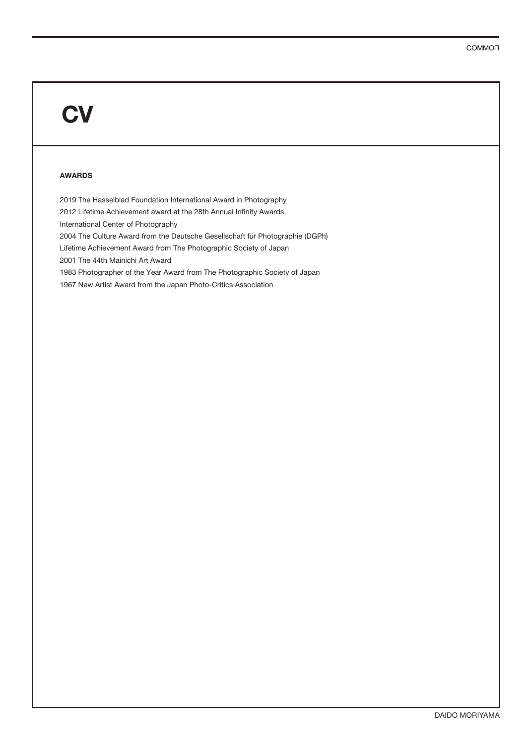# CV

**AWARDS**

2019 The Hasselblad Foundation International Award in Photography
2012 Lifetime Achievement award at the 28th Annual Infinity Awards,
International Center of Photography
2004 The Culture Award from the Deutsche Gesellschaft für Photographie (DGPh)
Lifetime Achievement Award from The Photographic Society of Japan
2001 The 44th Mainichi Art Award
1983 Photographer of the Year Award from The Photographic Society of Japan
1967 New Artist Award from the Japan Photo-Critics Association